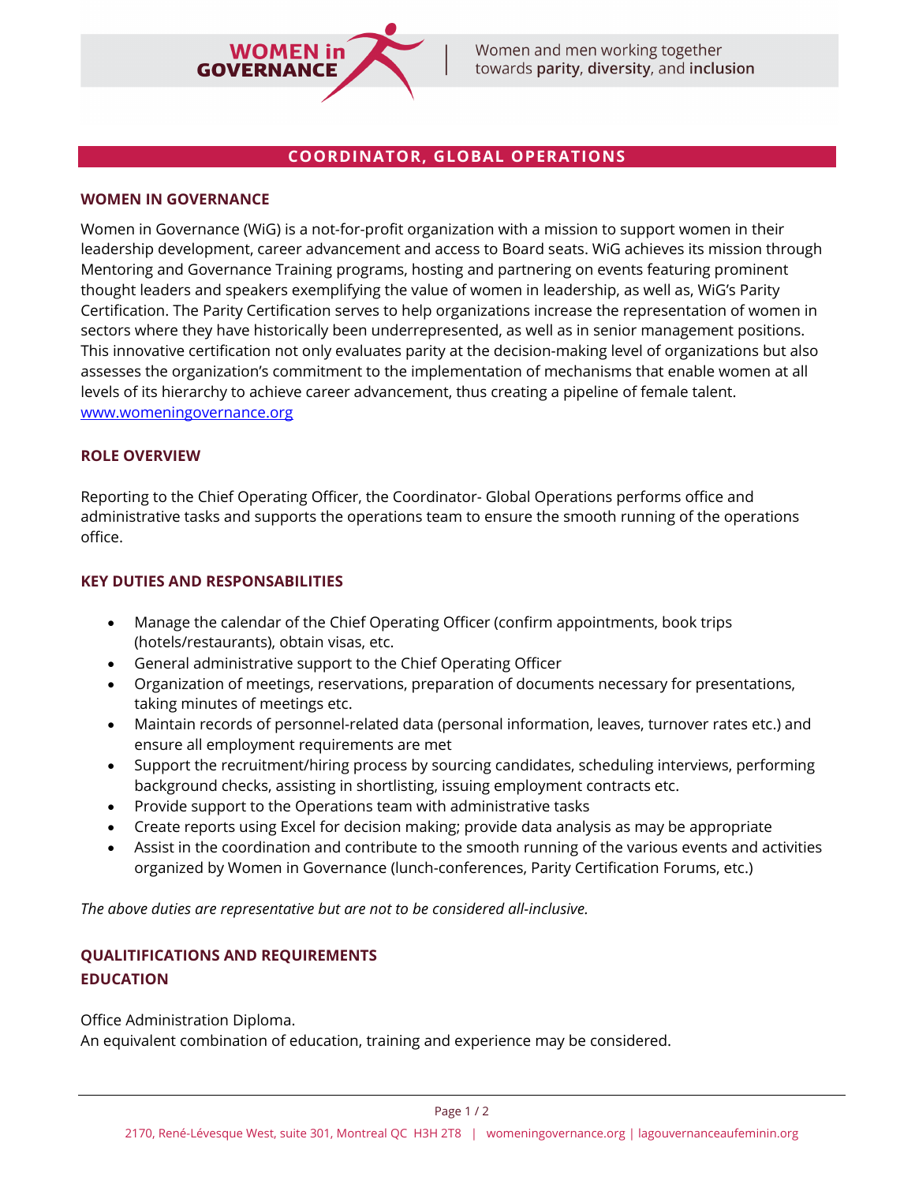Women and men working together towards **parity**, **diversity**, and **inclusion**

# COORDINATOR, GLOBAL OPERATIONS

## WOMEN IN GOVERNANCE

Women in Governance (WiG) is a not-for-profit organization with a mission to support women in their leadership development, career advancement and access to Board seats. WiG achieves its mission through Mentoring and Governance Training programs, hosting and partnering on events featuring prominent thought leaders and speakers exemplifying the value of women in leadership, as well as, WiG's Parity Certification. The Parity Certification serves to help organizations increase the representation of women in sectors where they have historically been underrepresented, as well as in senior management positions. This innovative certification not only evaluates parity at the decision-making level of organizations but also assesses the organization's commitment to the implementation of mechanisms that enable women at all levels of its hierarchy to achieve career advancement, thus creating a pipeline of female talent.
[www.womeningovernance.org](http://www.womeningovernance.org)

## ROLE OVERVIEW

Reporting to the Chief Operating Officer, the Coordinator- Global Operations performs office and administrative tasks and supports the operations team to ensure the smooth running of the operations office.

## KEY DUTIES AND RESPONSABILITIES

- Manage the calendar of the Chief Operating Officer (confirm appointments, book trips (hotels/restaurants), obtain visas, etc.
- General administrative support to the Chief Operating Officer
- Organization of meetings, reservations, preparation of documents necessary for presentations, taking minutes of meetings etc.
- Maintain records of personnel-related data (personal information, leaves, turnover rates etc.) and ensure all employment requirements are met
- Support the recruitment/hiring process by sourcing candidates, scheduling interviews, performing background checks, assisting in shortlisting, issuing employment contracts etc.
- Provide support to the Operations team with administrative tasks
- Create reports using Excel for decision making; provide data analysis as may be appropriate
- Assist in the coordination and contribute to the smooth running of the various events and activities organized by Women in Governance (lunch-conferences, Parity Certification Forums, etc.)

*The above duties are representative but are not to be considered all-inclusive.*

## QUALITIFICATIONS AND REQUIREMENTS

### EDUCATION

Office Administration Diploma.
An equivalent combination of education, training and experience may be considered.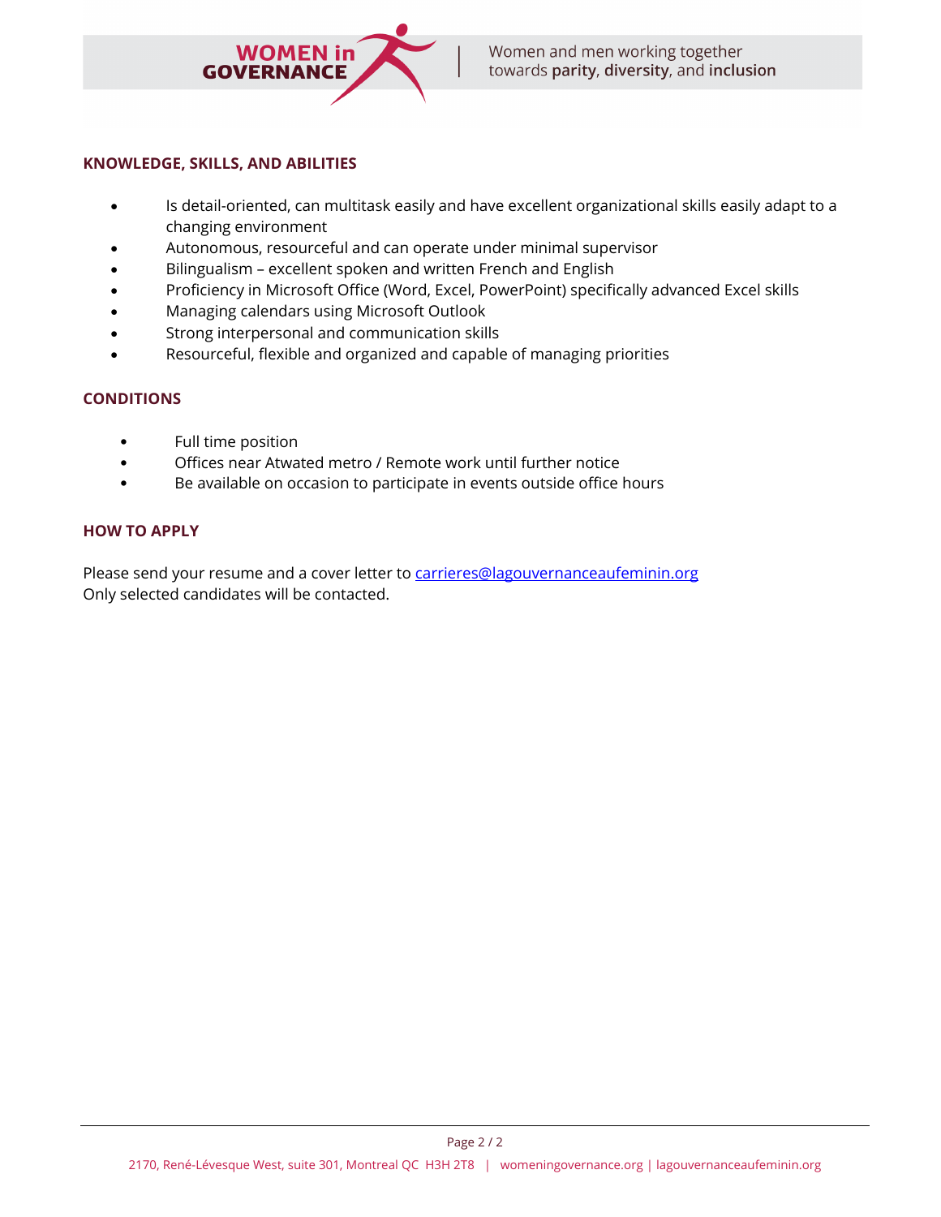## KNOWLEDGE, SKILLS, AND ABILITIES

- Is detail-oriented, can multitask easily and have excellent organizational skills easily adapt to a changing environment
- Autonomous, resourceful and can operate under minimal supervisor
- Bilingualism – excellent spoken and written French and English
- Proficiency in Microsoft Office (Word, Excel, PowerPoint) specifically advanced Excel skills
- Managing calendars using Microsoft Outlook
- Strong interpersonal and communication skills
- Resourceful, flexible and organized and capable of managing priorities

## CONDITIONS

- Full time position
- Offices near Atwated metro / Remote work until further notice
- Be available on occasion to participate in events outside office hours

## HOW TO APPLY

Please send your resume and a cover letter to carrieres@lagouvernanceaufeminin.org
Only selected candidates will be contacted.